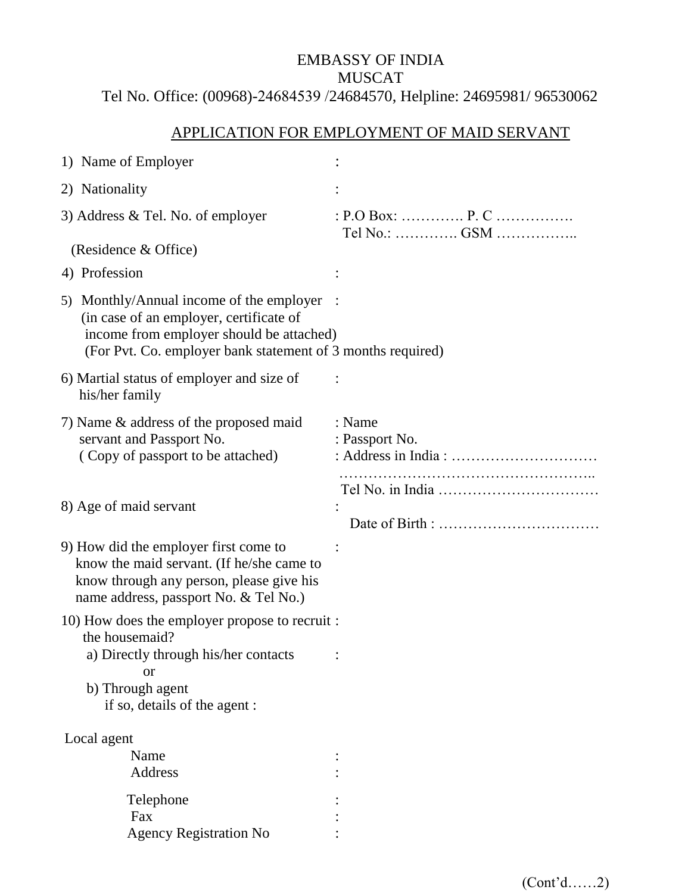EMBASSY OF INDIA
MUSCAT
Tel No. Office: (00968)-24684539 /24684570, Helpline: 24695981/ 96530062

## APPLICATION FOR EMPLOYMENT OF MAID SERVANT

1) Name of Employer :

2) Nationality :

3) Address & Tel. No. of employer : P.O Box: …………. P. C …………….
(Residence & Office) Tel No.: …………. GSM ……………..

4) Profession :

5) Monthly/Annual income of the employer :
(in case of an employer, certificate of income from employer should be attached)
(For Pvt. Co. employer bank statement of 3 months required)

6) Martial status of employer and size of his/her family :

7) Name & address of the proposed maid servant and Passport No. : Name
( Copy of passport to be attached) : Passport No.
: Address in India : …………………………
……………………………………………..
Tel No. in India ……………………………

8) Age of maid servant :
Date of Birth : ……………………………

9) How did the employer first come to know the maid servant. (If he/she came to know through any person, please give his name address, passport No. & Tel No.) :

10) How does the employer propose to recruit the housemaid? :
a) Directly through his/her contacts :
or
b) Through agent
if so, details of the agent :

Local agent
Name :
Address :

Telephone :
Fax :
Agency Registration No :

(Cont'd……2)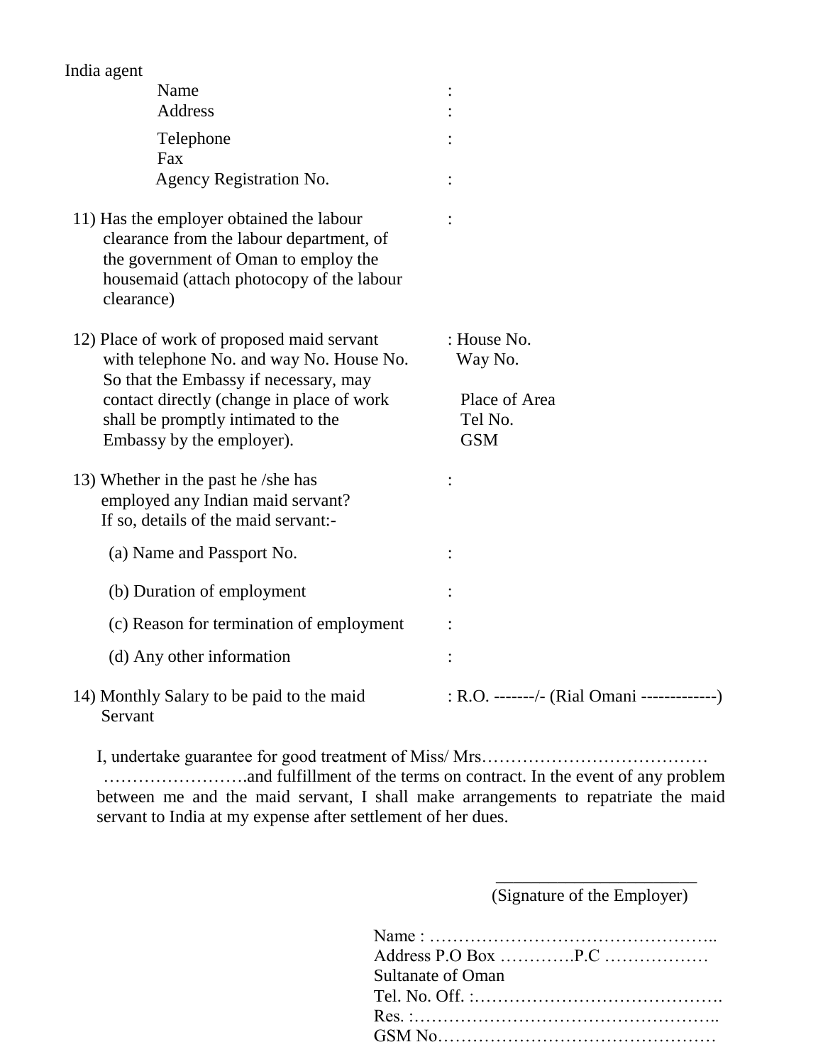India agent

| | |
|---|---|
| Name | : |
| Address | : |
| Telephone | : |
| Fax | |
| Agency Registration No. | : |

11) Has the employer obtained the labour clearance from the labour department, of the government of Oman to employ the housemaid (attach photocopy of the labour clearance) :

12) Place of work of proposed maid servant with telephone No. and way No. House No. So that the Embassy if necessary, may contact directly (change in place of work shall be promptly intimated to the Embassy by the employer). : House No.
Way No.
Place of Area
Tel No.
GSM

13) Whether in the past he /she has employed any Indian maid servant? If so, details of the maid servant:- :

(a) Name and Passport No. :

(b) Duration of employment :

(c) Reason for termination of employment :

(d) Any other information :

14) Monthly Salary to be paid to the maid Servant : R.O. -------/- (Rial Omani -------------)

I, undertake guarantee for good treatment of Miss/ Mrs…………………………………
…………………….and fulfillment of the terms on contract. In the event of any problem between me and the maid servant, I shall make arrangements to repatriate the maid servant to India at my expense after settlement of her dues.

\_\_\_\_\_\_\_\_\_\_\_\_\_\_\_\_\_\_\_\_\_\_\_
(Signature of the Employer)

Name : …………………………………………..
Address P.O Box ………….P.C ………………
Sultanate of Oman
Tel. No. Off. :…………………………………….
Res. :……………………………………………..
GSM No…………………………………………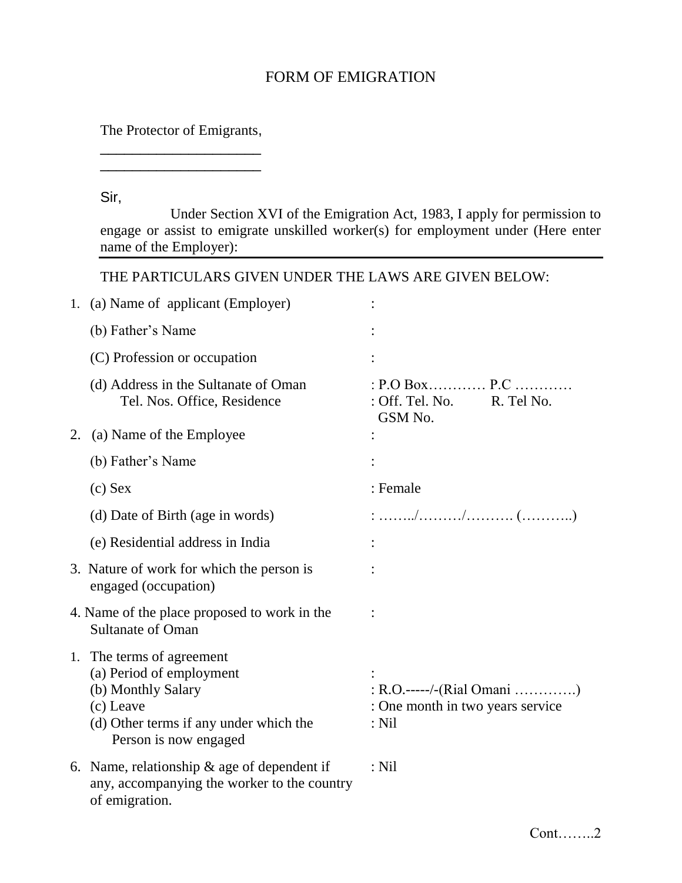# FORM OF EMIGRATION

The Protector of Emigrants,

\_\_\_\_\_\_\_\_\_\_\_\_\_\_\_\_\_\_\_\_\_\_

\_\_\_\_\_\_\_\_\_\_\_\_\_\_\_\_\_\_\_\_\_\_

Sir,

Under Section XVI of the Emigration Act, 1983, I apply for permission to engage or assist to emigrate unskilled worker(s) for employment under (Here enter name of the Employer):

---

THE PARTICULARS GIVEN UNDER THE LAWS ARE GIVEN BELOW:

1. (a) Name of applicant (Employer) :

   (b) Father's Name :

   (C) Profession or occupation :

   (d) Address in the Sultanate of Oman : P.O Box………… P.C …………
   Tel. Nos. Office, Residence : Off. Tel. No. R. Tel No. GSM No.

2. (a) Name of the Employee :

   (b) Father's Name :

   (c) Sex : Female

   (d) Date of Birth (age in words) : ……../………/………. (………..)

   (e) Residential address in India :

3. Nature of work for which the person is engaged (occupation) :

4. Name of the place proposed to work in the Sultanate of Oman :

1. The terms of agreement
   (a) Period of employment :
   (b) Monthly Salary : R.O.-----/-(Rial Omani ………….)
   (c) Leave : One month in two years service
   (d) Other terms if any under which the Person is now engaged : Nil

6. Name, relationship & age of dependent if any, accompanying the worker to the country of emigration. : Nil

Cont……..2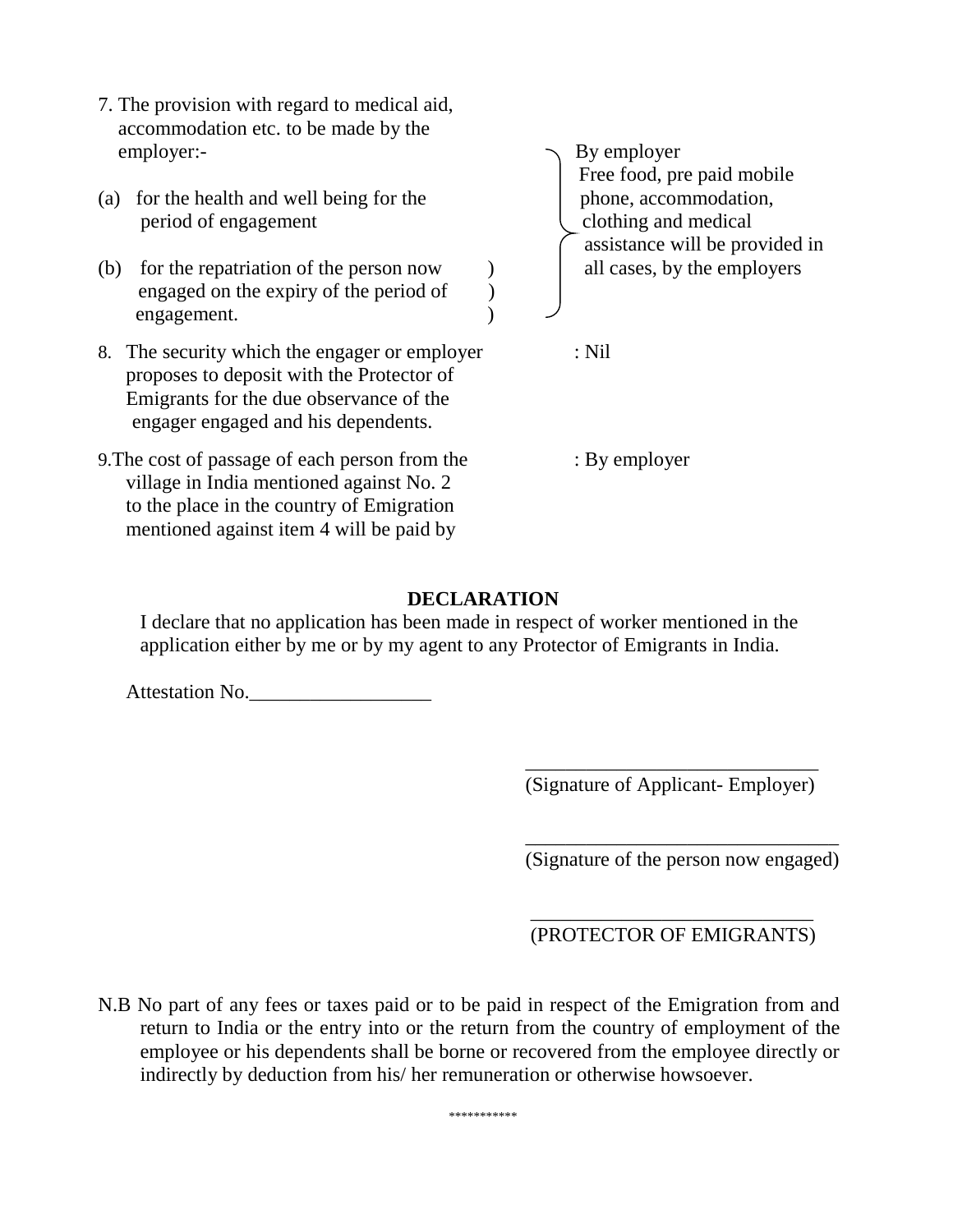7. The provision with regard to medical aid, accommodation etc. to be made by the employer:-

   (a) for the health and well being for the period of engagement

   (b) for the repatriation of the person now engaged on the expiry of the period of engagement.

   By employer
   Free food, pre paid mobile phone, accommodation, clothing and medical assistance will be provided in all cases, by the employers

8. The security which the engager or employer proposes to deposit with the Protector of Emigrants for the due observance of the engager engaged and his dependents. : Nil

9. The cost of passage of each person from the village in India mentioned against No. 2 to the place in the country of Emigration mentioned against item 4 will be paid by : By employer

**DECLARATION**

I declare that no application has been made in respect of worker mentioned in the application either by me or by my agent to any Protector of Emigrants in India.

Attestation No.__________________

______________________________
(Signature of Applicant- Employer)

________________________________
(Signature of the person now engaged)

____________________________
(PROTECTOR OF EMIGRANTS)

N.B No part of any fees or taxes paid or to be paid in respect of the Emigration from and return to India or the entry into or the return from the country of employment of the employee or his dependents shall be borne or recovered from the employee directly or indirectly by deduction from his/ her remuneration or otherwise howsoever.

***********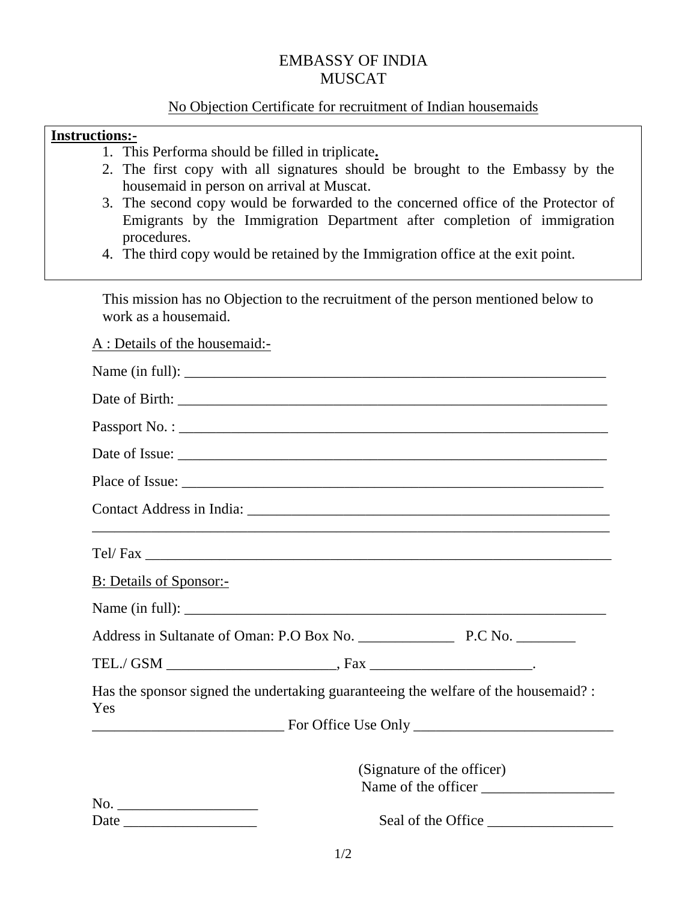# EMBASSY OF INDIA
# MUSCAT

No Objection Certificate for recruitment of Indian housemaids

**Instructions:-**

1. This Performa should be filled in triplicate.
2. The first copy with all signatures should be brought to the Embassy by the housemaid in person on arrival at Muscat.
3. The second copy would be forwarded to the concerned office of the Protector of Emigrants by the Immigration Department after completion of immigration procedures.
4. The third copy would be retained by the Immigration office at the exit point.

This mission has no Objection to the recruitment of the person mentioned below to work as a housemaid.

A : Details of the housemaid:-

Name (in full): ____________________________________________________________

Date of Birth: ____________________________________________________________

Passport No. : ____________________________________________________________

Date of Issue: ____________________________________________________________

Place of Issue: ___________________________________________________________

Contact Address in India: ___________________________________________________

_______________________________________________________________________

Tel/ Fax _________________________________________________________________

B: Details of Sponsor:-

Name (in full): ____________________________________________________________

Address in Sultanate of Oman: P.O Box No. _____________ P.C No. ________

TEL./ GSM _______________________, Fax ______________________.

Has the sponsor signed the undertaking guaranteeing the welfare of the housemaid? : Yes

__________________________ For Office Use Only ___________________________

(Signature of the officer)

Name of the officer __________________

No. ___________________

Date __________________

Seal of the Office _________________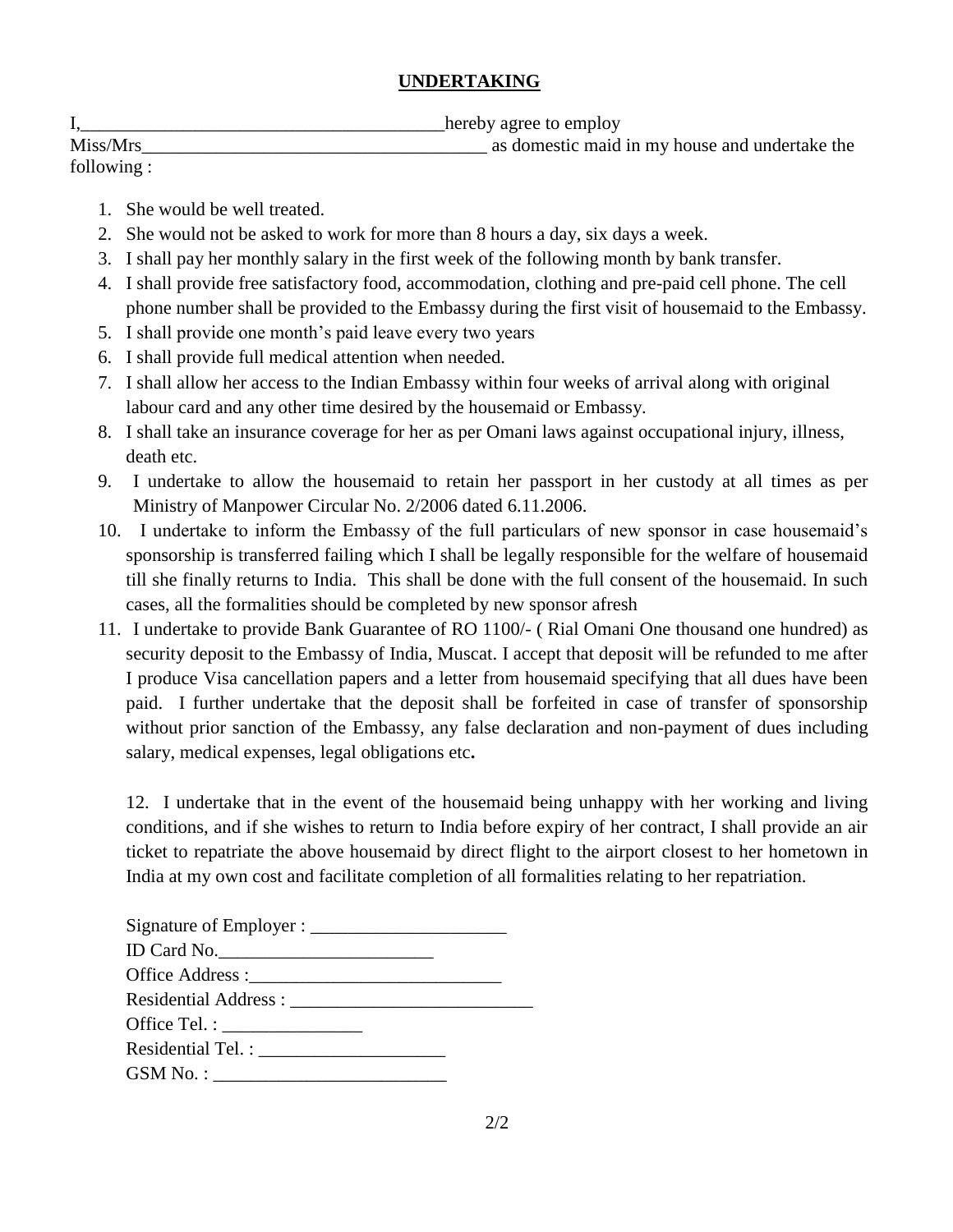## UNDERTAKING

I,_______________________________________hereby agree to employ Miss/Mrs_____________________________________ as domestic maid in my house and undertake the following :

1. She would be well treated.
2. She would not be asked to work for more than 8 hours a day, six days a week.
3. I shall pay her monthly salary in the first week of the following month by bank transfer.
4. I shall provide free satisfactory food, accommodation, clothing and pre-paid cell phone. The cell phone number shall be provided to the Embassy during the first visit of housemaid to the Embassy.
5. I shall provide one month's paid leave every two years
6. I shall provide full medical attention when needed.
7. I shall allow her access to the Indian Embassy within four weeks of arrival along with original labour card and any other time desired by the housemaid or Embassy.
8. I shall take an insurance coverage for her as per Omani laws against occupational injury, illness, death etc.
9. I undertake to allow the housemaid to retain her passport in her custody at all times as per Ministry of Manpower Circular No. 2/2006 dated 6.11.2006.
10. I undertake to inform the Embassy of the full particulars of new sponsor in case housemaid's sponsorship is transferred failing which I shall be legally responsible for the welfare of housemaid till she finally returns to India. This shall be done with the full consent of the housemaid. In such cases, all the formalities should be completed by new sponsor afresh
11. I undertake to provide Bank Guarantee of RO 1100/- ( Rial Omani One thousand one hundred) as security deposit to the Embassy of India, Muscat. I accept that deposit will be refunded to me after I produce Visa cancellation papers and a letter from housemaid specifying that all dues have been paid. I further undertake that the deposit shall be forfeited in case of transfer of sponsorship without prior sanction of the Embassy, any false declaration and non-payment of dues including salary, medical expenses, legal obligations etc**.**

    12. I undertake that in the event of the housemaid being unhappy with her working and living conditions, and if she wishes to return to India before expiry of her contract, I shall provide an air ticket to repatriate the above housemaid by direct flight to the airport closest to her hometown in India at my own cost and facilitate completion of all formalities relating to her repatriation.

Signature of Employer : _____________________

ID Card No._______________________

Office Address :___________________________

Residential Address : __________________________

Office Tel. : _______________

Residential Tel. : ____________________

GSM No. : _________________________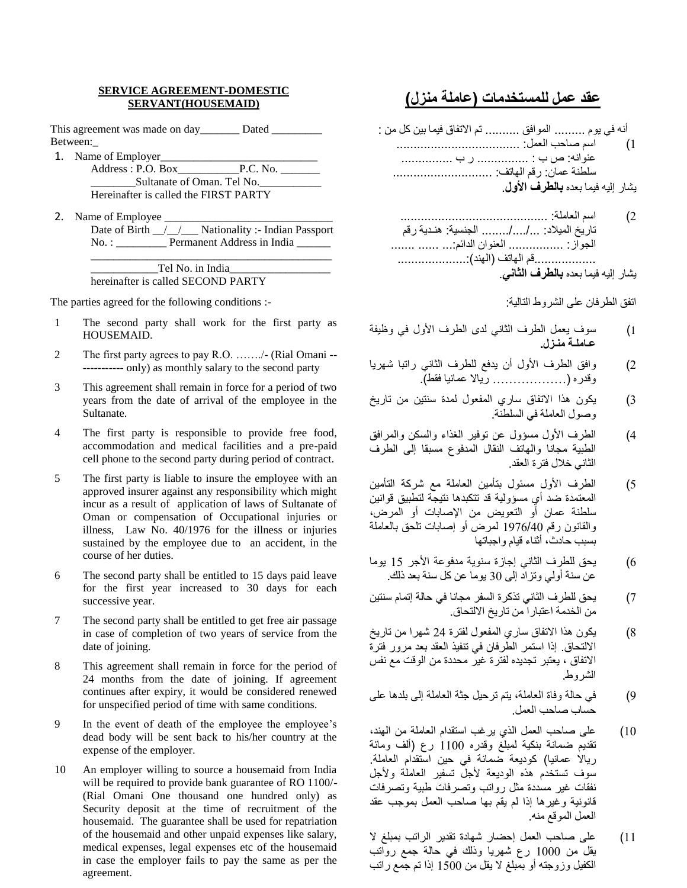## SERVICE AGREEMENT-DOMESTIC SERVANT(HOUSEMAID)

This agreement was made on day_______ Dated _________ Between:_

1. Name of Employer____________________________
   Address : P.O. Box___________P.C. No. _______
   ________Sultanate of Oman. Tel No.___________
   Hereinafter is called the FIRST PARTY

2. Name of Employee ______________________________
   Date of Birth __/__/___ Nationality :- Indian Passport No. : _________ Permanent Address in India ______
   _____________________________________________
   ____________Tel No. in India__________________
   hereinafter is called SECOND PARTY

The parties agreed for the following conditions :-

1. The second party shall work for the first party as HOUSEMAID.
2. The first party agrees to pay R.O. ……./- (Rial Omani -------------- only) as monthly salary to the second party
3. This agreement shall remain in force for a period of two years from the date of arrival of the employee in the Sultanate.
4. The first party is responsible to provide free food, accommodation and medical facilities and a pre-paid cell phone to the second party during period of contract.
5. The first party is liable to insure the employee with an approved insurer against any responsibility which might incur as a result of application of laws of Sultanate of Oman or compensation of Occupational injuries or illness, Law No. 40/1976 for the illness or injuries sustained by the employee due to an accident, in the course of her duties.
6. The second party shall be entitled to 15 days paid leave for the first year increased to 30 days for each successive year.
7. The second party shall be entitled to get free air passage in case of completion of two years of service from the date of joining.
8. This agreement shall remain in force for the period of 24 months from the date of joining. If agreement continues after expiry, it would be considered renewed for unspecified period of time with same conditions.
9. In the event of death of the employee the employee's dead body will be sent back to his/her country at the expense of the employer.
10. An employer willing to source a housemaid from India will be required to provide bank guarantee of RO 1100/- (Rial Omani One thousand one hundred only) as Security deposit at the time of recruitment of the housemaid. The guarantee shall be used for repatriation of the housemaid and other unpaid expenses like salary, medical expenses, legal expenses etc of the housemaid in case the employer fails to pay the same as per the agreement.

## عقد عمل للمستخدمات (عاملة منزل)

أنه في يوم ......... الموافق .......... تم الاتفاق فيما بين كل من :

1) اسم صاحب العمل: ....................................
عنوانه: ص ب : ............... ر ب ...............
سلطنة عمان: رقم الهاتف: .............................
يشار إليه فيما بعده **بالطرف الأول**.

2) اسم العاملة: ...........................................
تاريخ الميلاد: .../.../........ الجنسية: هندية رقم الجواز: ................ العنوان الدائم:... ...... .......
.................قم الهاتف (الهند):....................
يشار إليه فيما بعده **بالطرف الثاني**.

اتفق الطرفان على الشروط التالية:

1) سوف يعمل الطرف الثاني لدى الطرف الأول في وظيفة **عاملة منزل**.
2) وافق الطرف الأول أن يدفع للطرف الثاني راتبا شهريا وقدره (……………… ريالا عمانيا فقط).
3) يكون هذا الاتفاق ساري المفعول لمدة سنتين من تاريخ وصول العاملة في السلطنة.
4) الطرف الأول مسؤول عن توفير الغذاء والسكن والمرافق الطبية مجانا والهاتف النقال المدفوع مسبقا إلى الطرف الثاني خلال فترة العقد.
5) الطرف الأول مسئول بتأمين العاملة مع شركة التأمين المعتمدة ضد أي مسؤولية قد تتكبدها نتيجة لتطبيق قوانين سلطنة عمان أو التعويض من الإصابات أو المرض، والقانون رقم 1976/40 لمرض أو إصابات تلحق بالعاملة بسبب حادث، أثناء قيام واجباتها
6) يحق للطرف الثاني إجازة سنوية مدفوعة الأجر 15 يوما عن سنة أولي وتزاد إلى 30 يوما عن كل سنة بعد ذلك.
7) يحق للطرف الثاني تذكرة السفر مجانا في حالة إتمام سنتين من الخدمة اعتبارا من تاريخ الالتحاق.
8) يكون هذا الاتفاق ساري المفعول لفترة 24 شهرا من تاريخ الالتحاق. إذا استمر الطرفان في تنفيذ العقد بعد مرور فترة الاتفاق ، يعتبر تجديده لفترة غير محددة من الوقت مع نفس الشروط.
9) في حالة وفاة العاملة، يتم ترحيل جثة العاملة إلى بلدها على حساب صاحب العمل.
10) على صاحب العمل الذي يرغب استقدام العاملة من الهند، تقديم ضمانة بنكية لمبلغ وقدره 1100 رع (ألف ومائة ريالا عمانيا) كوديعة ضمانة في حين استقدام العاملة. سوف تستخدم هذه الوديعة لأجل تسفير العاملة ولأجل نفقات غير مسددة مثل رواتب وتصرفات طبية وتصرفات قانونية وغيرها إذا لم يقم بها صاحب العمل بموجب عقد العمل الموقع منه.
11) على صاحب العمل إحضار شهادة تقدير الراتب بمبلغ لا يقل من 1000 رع شهريا وذلك في حالة جمع رواتب الكفيل وزوجته أو بمبلغ لا يقل من 1500 إذا تم جمع راتب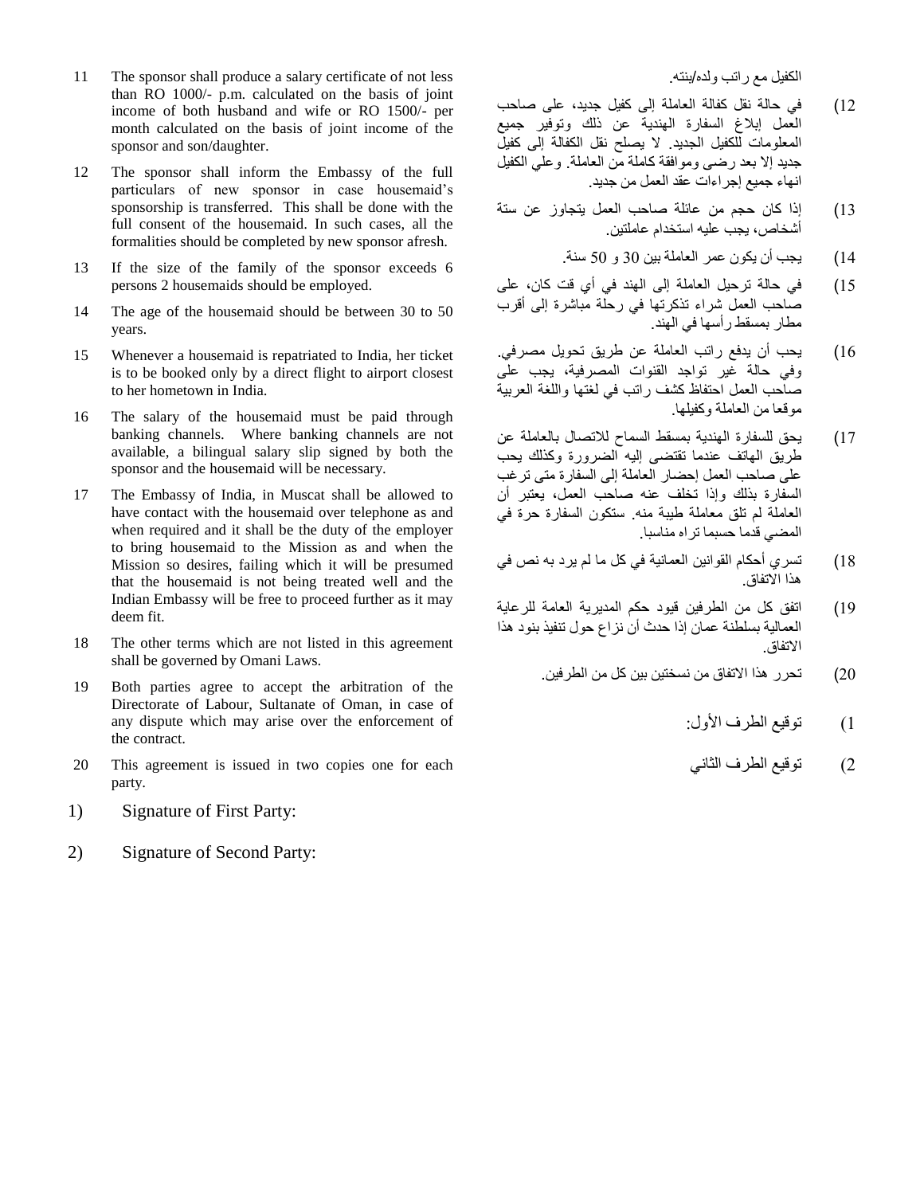11 The sponsor shall produce a salary certificate of not less than RO 1000/- p.m. calculated on the basis of joint income of both husband and wife or RO 1500/- per month calculated on the basis of joint income of the sponsor and son/daughter.

12 The sponsor shall inform the Embassy of the full particulars of new sponsor in case housemaid's sponsorship is transferred. This shall be done with the full consent of the housemaid. In such cases, all the formalities should be completed by new sponsor afresh.

13 If the size of the family of the sponsor exceeds 6 persons 2 housemaids should be employed.

14 The age of the housemaid should be between 30 to 50 years.

15 Whenever a housemaid is repatriated to India, her ticket is to be booked only by a direct flight to airport closest to her hometown in India.

16 The salary of the housemaid must be paid through banking channels. Where banking channels are not available, a bilingual salary slip signed by both the sponsor and the housemaid will be necessary.

17 The Embassy of India, in Muscat shall be allowed to have contact with the housemaid over telephone as and when required and it shall be the duty of the employer to bring housemaid to the Mission as and when the Mission so desires, failing which it will be presumed that the housemaid is not being treated well and the Indian Embassy will be free to proceed further as it may deem fit.

18 The other terms which are not listed in this agreement shall be governed by Omani Laws.

19 Both parties agree to accept the arbitration of the Directorate of Labour, Sultanate of Oman, in case of any dispute which may arise over the enforcement of the contract.

20 This agreement is issued in two copies one for each party.

1) Signature of First Party:

2) Signature of Second Party:

الكفيل مع راتب ولده/بنته.

12) في حالة نقل كفالة العاملة إلى كفيل جديد، على صاحب العمل إبلاغ السفارة الهندية عن ذلك وتوفير جميع المعلومات للكفيل الجديد. لا يصلح نقل الكفالة إلى كفيل جديد إلا بعد رضى وموافقة كاملة من العاملة. وعلي الكفيل انهاء جميع إجراءات عقد العمل من جديد.

13) إذا كان حجم من عائلة صاحب العمل يتجاوز عن ستة أشخاص، يجب عليه استخدام عاملتين.

14) يجب أن يكون عمر العاملة بين 30 و 50 سنة.

15) في حالة ترحيل العاملة إلى الهند في أي قت كان، على صاحب العمل شراء تذكرتها في رحلة مباشرة إلى أقرب مطار بمسقط رأسها في الهند.

16) يجب أن يدفع راتب العاملة عن طريق تحويل مصرفي. وفي حالة غير تواجد القنوات المصرفية، يجب على صاحب العمل احتفاظ كشف راتب في لغتها واللغة العربية موقعا من العاملة وكفيلها.

17) يحق للسفارة الهندية بمسقط السماح للاتصال بالعاملة عن طريق الهاتف عندما تقتضى إليه الضرورة وكذلك يجب على صاحب العمل إحضار العاملة إلى السفارة متى ترغب السفارة بذلك وإذا تخلف عنه صاحب العمل، يعتبر أن العاملة لم تلق معاملة طيبة منه. ستكون السفارة حرة في المضي قدما حسبما تراه مناسبا.

18) تسري أحكام القوانين العمانية في كل ما لم يرد به نص في هذا الاتفاق.

19) اتفق كل من الطرفين قيود حكم المديرية العامة للرعاية العمالية بسلطنة عمان إذا حدث أن نزاع حول تنفيذ بنود هذا الاتفاق.

20) تحرر هذا الاتفاق من نسختين بين كل من الطرفين.

1) توقيع الطرف الأول:

2) توقيع الطرف الثاني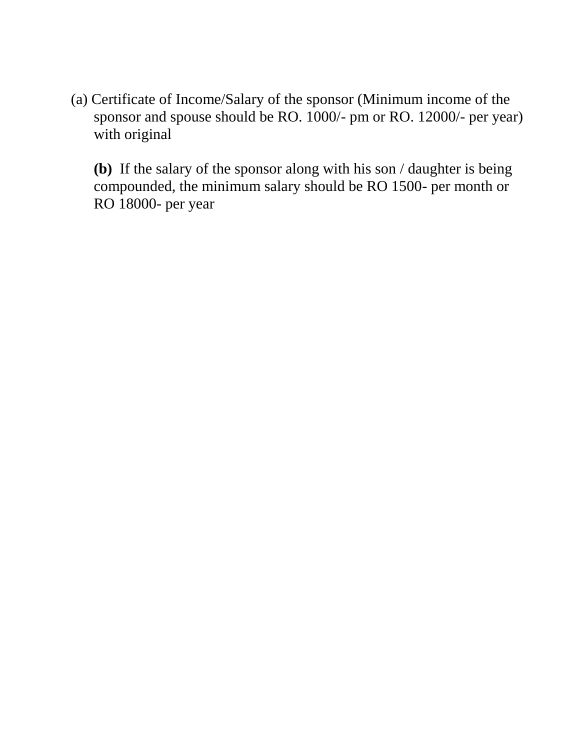(a) Certificate of Income/Salary of the sponsor (Minimum income of the sponsor and spouse should be RO. 1000/- pm or RO. 12000/- per year) with original

**(b)** If the salary of the sponsor along with his son / daughter is being compounded, the minimum salary should be RO 1500- per month or RO 18000- per year